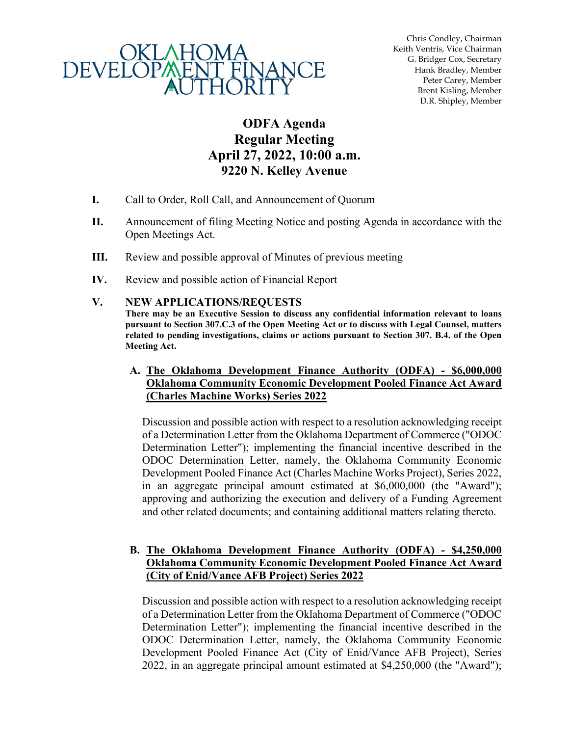OKLAHOMA DEVELOPMENT FINANCE AUTHORITY

Chris Condley, Chairman
Keith Ventris, Vice Chairman
G. Bridger Cox, Secretary
Hank Bradley, Member
Peter Carey, Member
Brent Kisling, Member
D.R. Shipley, Member

# ODFA Agenda
# Regular Meeting
# April 27, 2022, 10:00 a.m.
# 9220 N. Kelley Avenue

**I.** Call to Order, Roll Call, and Announcement of Quorum

**II.** Announcement of filing Meeting Notice and posting Agenda in accordance with the Open Meetings Act.

**III.** Review and possible approval of Minutes of previous meeting

**IV.** Review and possible action of Financial Report

**V. NEW APPLICATIONS/REQUESTS**

**There may be an Executive Session to discuss any confidential information relevant to loans pursuant to Section 307.C.3 of the Open Meeting Act or to discuss with Legal Counsel, matters related to pending investigations, claims or actions pursuant to Section 307. B.4. of the Open Meeting Act.**

**A. The Oklahoma Development Finance Authority (ODFA) - $6,000,000 Oklahoma Community Economic Development Pooled Finance Act Award (Charles Machine Works) Series 2022**

Discussion and possible action with respect to a resolution acknowledging receipt of a Determination Letter from the Oklahoma Department of Commerce ("ODOC Determination Letter"); implementing the financial incentive described in the ODOC Determination Letter, namely, the Oklahoma Community Economic Development Pooled Finance Act (Charles Machine Works Project), Series 2022, in an aggregate principal amount estimated at $6,000,000 (the "Award"); approving and authorizing the execution and delivery of a Funding Agreement and other related documents; and containing additional matters relating thereto.

**B. The Oklahoma Development Finance Authority (ODFA) - $4,250,000 Oklahoma Community Economic Development Pooled Finance Act Award (City of Enid/Vance AFB Project) Series 2022**

Discussion and possible action with respect to a resolution acknowledging receipt of a Determination Letter from the Oklahoma Department of Commerce ("ODOC Determination Letter"); implementing the financial incentive described in the ODOC Determination Letter, namely, the Oklahoma Community Economic Development Pooled Finance Act (City of Enid/Vance AFB Project), Series 2022, in an aggregate principal amount estimated at $4,250,000 (the "Award");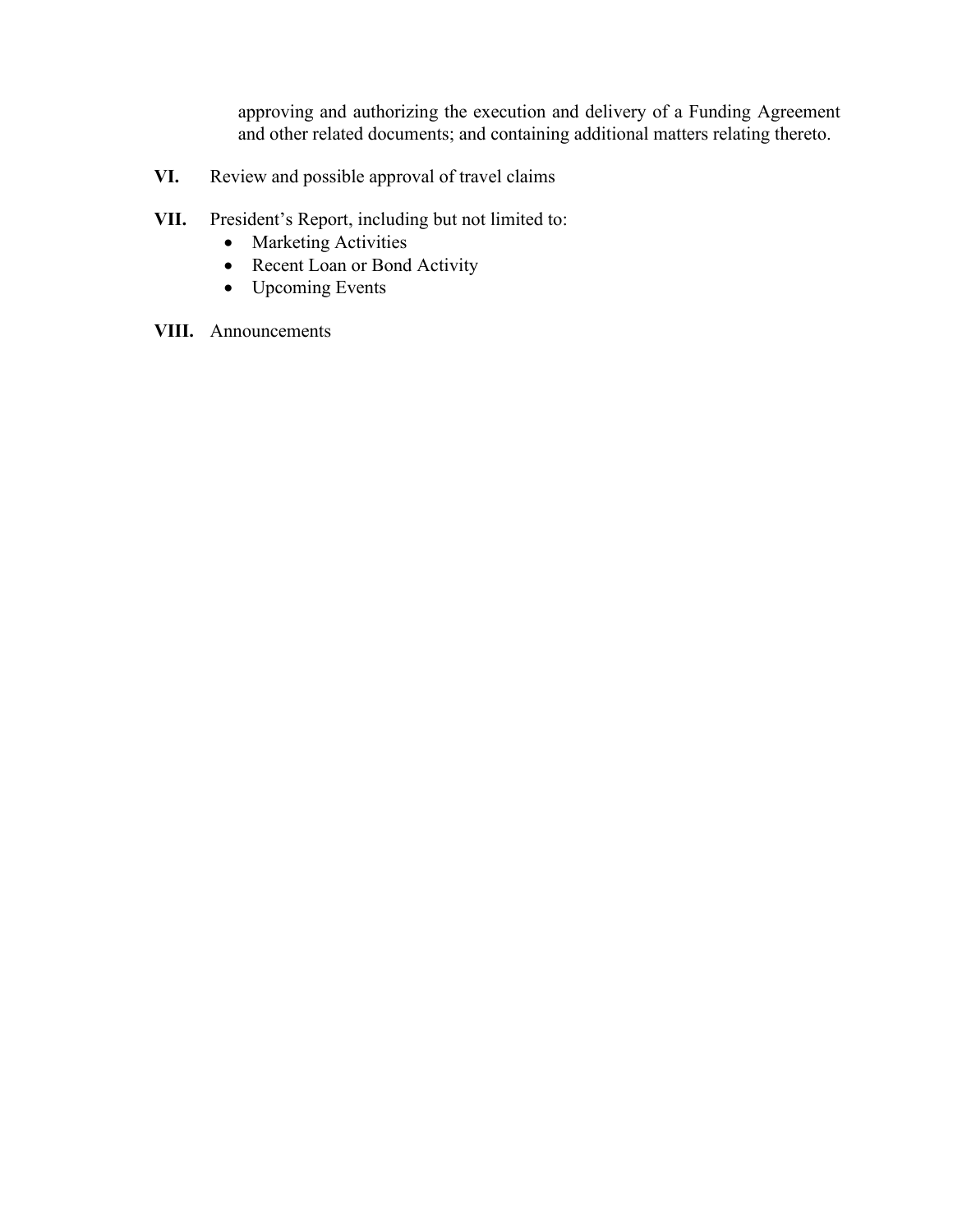approving and authorizing the execution and delivery of a Funding Agreement and other related documents; and containing additional matters relating thereto.

**VI.** Review and possible approval of travel claims

**VII.** President's Report, including but not limited to:

- Marketing Activities
- Recent Loan or Bond Activity
- Upcoming Events

**VIII.** Announcements